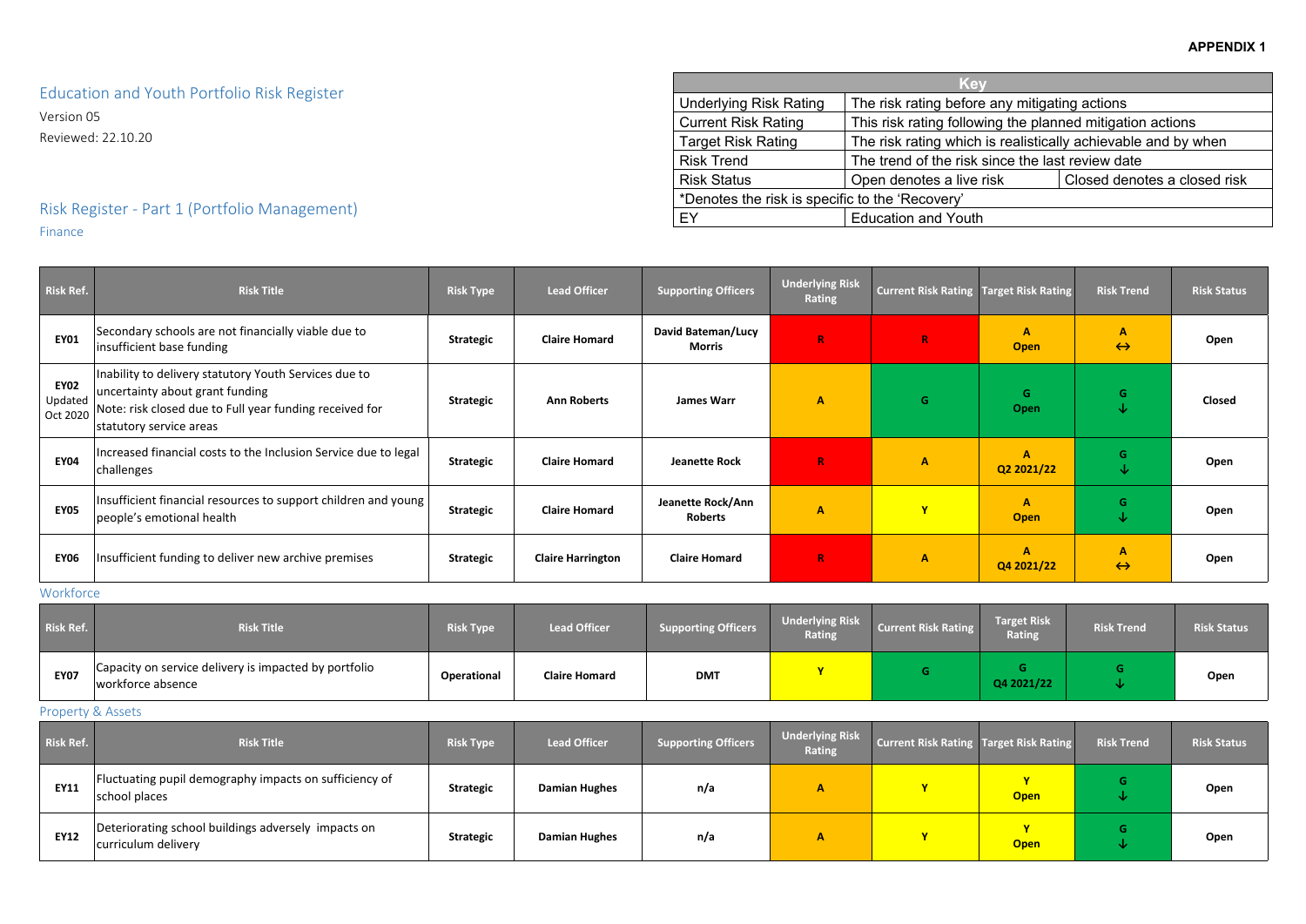**APPENDIX 1**

# Education and Youth Portfolio Risk Register

Version 05

Reviewed: 22.10.20

| Key | | |
|---|---|---|
| Underlying Risk Rating | The risk rating before any mitigating actions | |
| Current Risk Rating | This risk rating following the planned mitigation actions | |
| Target Risk Rating | The risk rating which is realistically achievable and by when | |
| Risk Trend | The trend of the risk since the last review date | |
| Risk Status | Open denotes a live risk | Closed denotes a closed risk |
| *Denotes the risk is specific to the 'Recovery' | | |
| EY | Education and Youth | |

## Risk Register - Part 1 (Portfolio Management)

### Finance

| Risk Ref. | Risk Title | Risk Type | Lead Officer | Supporting Officers | Underlying Risk Rating | Current Risk Rating | Target Risk Rating | Risk Trend | Risk Status |
|---|---|---|---|---|---|---|---|---|---|
| **EY01** | Secondary schools are not financially viable due to insufficient base funding | **Strategic** | **Claire Homard** | **David Bateman/Lucy Morris** | R | R | A Open | A ↔ | **Open** |
| **EY02** Updated Oct 2020 | Inability to delivery statutory Youth Services due to uncertainty about grant funding<br>Note: risk closed due to Full year funding received for statutory service areas | **Strategic** | **Ann Roberts** | **James Warr** | A | G | G Open | G ↓ | **Closed** |
| **EY04** | Increased financial costs to the Inclusion Service due to legal challenges | **Strategic** | **Claire Homard** | **Jeanette Rock** | R | A | A Q2 2021/22 | G ↓ | **Open** |
| **EY05** | Insufficient financial resources to support children and young people's emotional health | **Strategic** | **Claire Homard** | **Jeanette Rock/Ann Roberts** | A | Y | A Open | G ↓ | **Open** |
| **EY06** | Insufficient funding to deliver new archive premises | **Strategic** | **Claire Harrington** | **Claire Homard** | R | A | A Q4 2021/22 | A ↔ | **Open** |

### Workforce

| Risk Ref. | Risk Title | Risk Type | Lead Officer | Supporting Officers | Underlying Risk Rating | Current Risk Rating | Target Risk Rating | Risk Trend | Risk Status |
|---|---|---|---|---|---|---|---|---|---|
| **EY07** | Capacity on service delivery is impacted by portfolio workforce absence | **Operational** | **Claire Homard** | **DMT** | Y | G | G Q4 2021/22 | G ↓ | **Open** |

### Property & Assets

| Risk Ref. | Risk Title | Risk Type | Lead Officer | Supporting Officers | Underlying Risk Rating | Current Risk Rating | Target Risk Rating | Risk Trend | Risk Status |
|---|---|---|---|---|---|---|---|---|---|
| **EY11** | Fluctuating pupil demography impacts on sufficiency of school places | **Strategic** | **Damian Hughes** | **n/a** | A | Y | Y Open | G ↓ | **Open** |
| **EY12** | Deteriorating school buildings adversely impacts on curriculum delivery | **Strategic** | **Damian Hughes** | **n/a** | A | Y | Y Open | G ↓ | **Open** |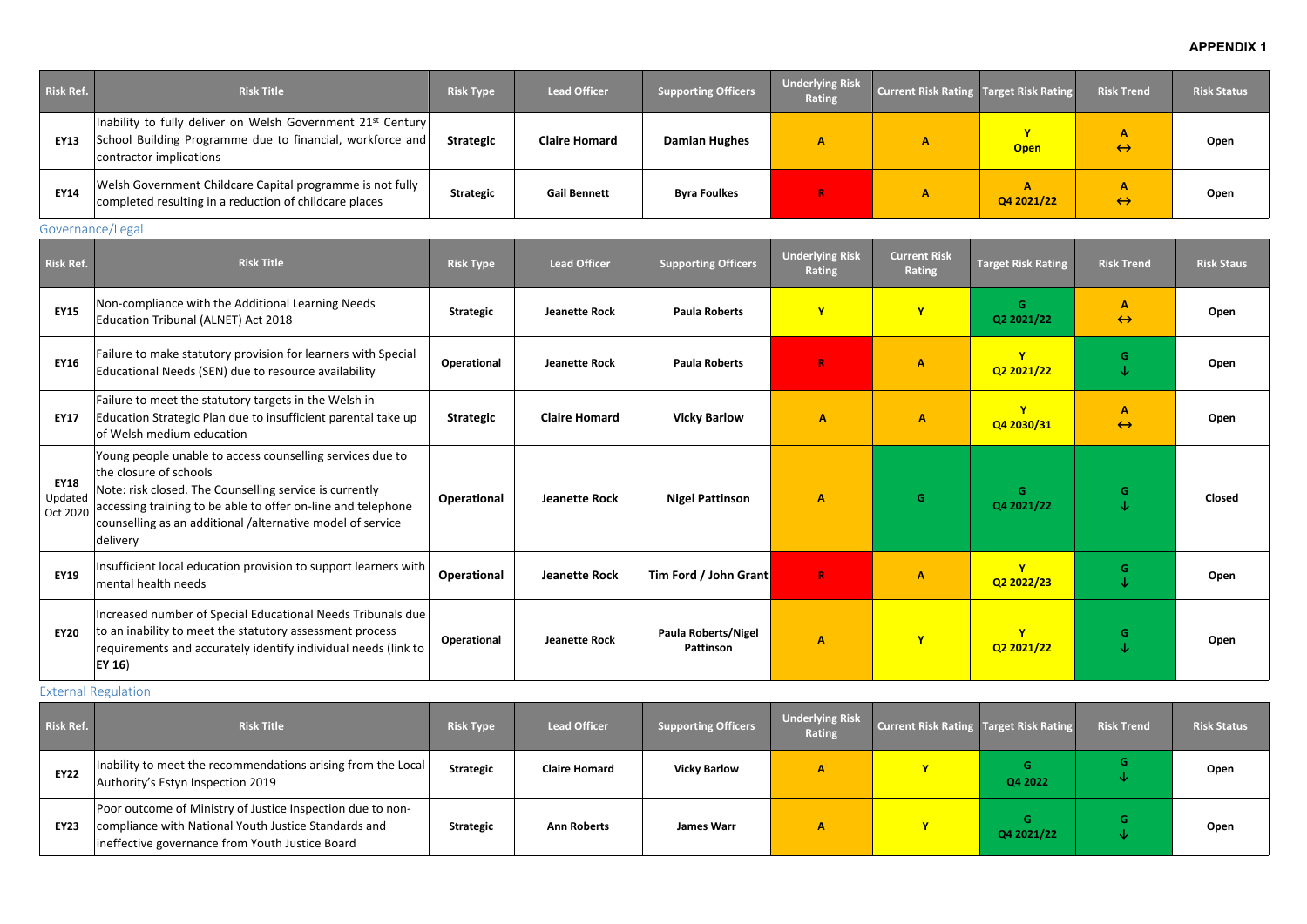**APPENDIX 1**

| Risk Ref. | Risk Title | Risk Type | Lead Officer | Supporting Officers | Underlying Risk Rating | Current Risk Rating | Target Risk Rating | Risk Trend | Risk Status |
|---|---|---|---|---|---|---|---|---|---|
| **EY13** | Inability to fully deliver on Welsh Government 21st Century School Building Programme due to financial, workforce and contractor implications | **Strategic** | **Claire Homard** | **Damian Hughes** | A | A | Y Open | A ↔ | Open |
| **EY14** | Welsh Government Childcare Capital programme is not fully completed resulting in a reduction of childcare places | **Strategic** | **Gail Bennett** | **Byra Foulkes** | R | A | A Q4 2021/22 | A ↔ | Open |

Governance/Legal

| Risk Ref. | Risk Title | Risk Type | Lead Officer | Supporting Officers | Underlying Risk Rating | Current Risk Rating | Target Risk Rating | Risk Trend | Risk Staus |
|---|---|---|---|---|---|---|---|---|---|
| **EY15** | Non-compliance with the Additional Learning Needs Education Tribunal (ALNET) Act 2018 | **Strategic** | **Jeanette Rock** | **Paula Roberts** | Y | Y | G Q2 2021/22 | A ↔ | Open |
| **EY16** | Failure to make statutory provision for learners with Special Educational Needs (SEN) due to resource availability | **Operational** | **Jeanette Rock** | **Paula Roberts** | R | A | Y Q2 2021/22 | G ↓ | Open |
| **EY17** | Failure to meet the statutory targets in the Welsh in Education Strategic Plan due to insufficient parental take up of Welsh medium education | **Strategic** | **Claire Homard** | **Vicky Barlow** | A | A | Y Q4 2030/31 | A ↔ | Open |
| **EY18** Updated Oct 2020 | Young people unable to access counselling services due to the closure of schools<br>Note: risk closed. The Counselling service is currently accessing training to be able to offer on-line and telephone counselling as an additional /alternative model of service delivery | **Operational** | **Jeanette Rock** | **Nigel Pattinson** | A | G | G Q4 2021/22 | G ↓ | Closed |
| **EY19** | Insufficient local education provision to support learners with mental health needs | **Operational** | **Jeanette Rock** | **Tim Ford / John Grant** | R | A | Y Q2 2022/23 | G ↓ | Open |
| **EY20** | Increased number of Special Educational Needs Tribunals due to an inability to meet the statutory assessment process requirements and accurately identify individual needs (link to **EY 16**) | **Operational** | **Jeanette Rock** | **Paula Roberts/Nigel Pattinson** | A | Y | Y Q2 2021/22 | G ↓ | Open |

External Regulation

| Risk Ref. | Risk Title | Risk Type | Lead Officer | Supporting Officers | Underlying Risk Rating | Current Risk Rating | Target Risk Rating | Risk Trend | Risk Status |
|---|---|---|---|---|---|---|---|---|---|
| **EY22** | Inability to meet the recommendations arising from the Local Authority's Estyn Inspection 2019 | **Strategic** | **Claire Homard** | **Vicky Barlow** | A | Y | G Q4 2022 | G ↓ | Open |
| **EY23** | Poor outcome of Ministry of Justice Inspection due to non-compliance with National Youth Justice Standards and ineffective governance from Youth Justice Board | **Strategic** | **Ann Roberts** | **James Warr** | A | Y | G Q4 2021/22 | G ↓ | Open |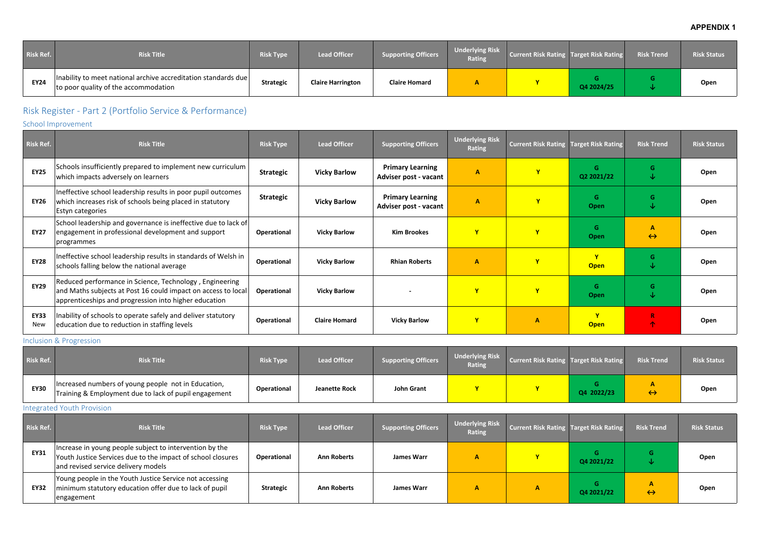**APPENDIX 1**

| Risk Ref. | Risk Title | Risk Type | Lead Officer | Supporting Officers | Underlying Risk Rating | Current Risk Rating | Target Risk Rating | Risk Trend | Risk Status |
|---|---|---|---|---|---|---|---|---|---|
| EY24 | Inability to meet national archive accreditation standards due to poor quality of the accommodation | Strategic | Claire Harrington | Claire Homard | A | Y | G Q4 2024/25 | G ↓ | Open |

## Risk Register - Part 2 (Portfolio Service & Performance)

### School Improvement

| Risk Ref. | Risk Title | Risk Type | Lead Officer | Supporting Officers | Underlying Risk Rating | Current Risk Rating | Target Risk Rating | Risk Trend | Risk Status |
|---|---|---|---|---|---|---|---|---|---|
| EY25 | Schools insufficiently prepared to implement new curriculum which impacts adversely on learners | Strategic | Vicky Barlow | Primary Learning Adviser post - vacant | A | Y | G Q2 2021/22 | G ↓ | Open |
| EY26 | Ineffective school leadership results in poor pupil outcomes which increases risk of schools being placed in statutory Estyn categories | Strategic | Vicky Barlow | Primary Learning Adviser post - vacant | A | Y | G Open | G ↓ | Open |
| EY27 | School leadership and governance is ineffective due to lack of engagement in professional development and support programmes | Operational | Vicky Barlow | Kim Brookes | Y | Y | G Open | A ↔ | Open |
| EY28 | Ineffective school leadership results in standards of Welsh in schools falling below the national average | Operational | Vicky Barlow | Rhian Roberts | A | Y | Y Open | G ↓ | Open |
| EY29 | Reduced performance in Science, Technology , Engineering and Maths subjects at Post 16 could impact on access to local apprenticeships and progression into higher education | Operational | Vicky Barlow | - | Y | Y | G Open | G ↓ | Open |
| EY33 New | Inability of schools to operate safely and deliver statutory education due to reduction in staffing levels | Operational | Claire Homard | Vicky Barlow | Y | A | Y Open | R ↑ | Open |

### Inclusion & Progression

| Risk Ref. | Risk Title | Risk Type | Lead Officer | Supporting Officers | Underlying Risk Rating | Current Risk Rating | Target Risk Rating | Risk Trend | Risk Status |
|---|---|---|---|---|---|---|---|---|---|
| EY30 | Increased numbers of young people not in Education, Training & Employment due to lack of pupil engagement | Operational | Jeanette Rock | John Grant | Y | Y | G Q4 2022/23 | A ↔ | Open |

### Integrated Youth Provision

| Risk Ref. | Risk Title | Risk Type | Lead Officer | Supporting Officers | Underlying Risk Rating | Current Risk Rating | Target Risk Rating | Risk Trend | Risk Status |
|---|---|---|---|---|---|---|---|---|---|
| EY31 | Increase in young people subject to intervention by the Youth Justice Services due to the impact of school closures and revised service delivery models | Operational | Ann Roberts | James Warr | A | Y | G Q4 2021/22 | G ↓ | Open |
| EY32 | Young people in the Youth Justice Service not accessing minimum statutory education offer due to lack of pupil engagement | Strategic | Ann Roberts | James Warr | A | A | G Q4 2021/22 | A ↔ | Open |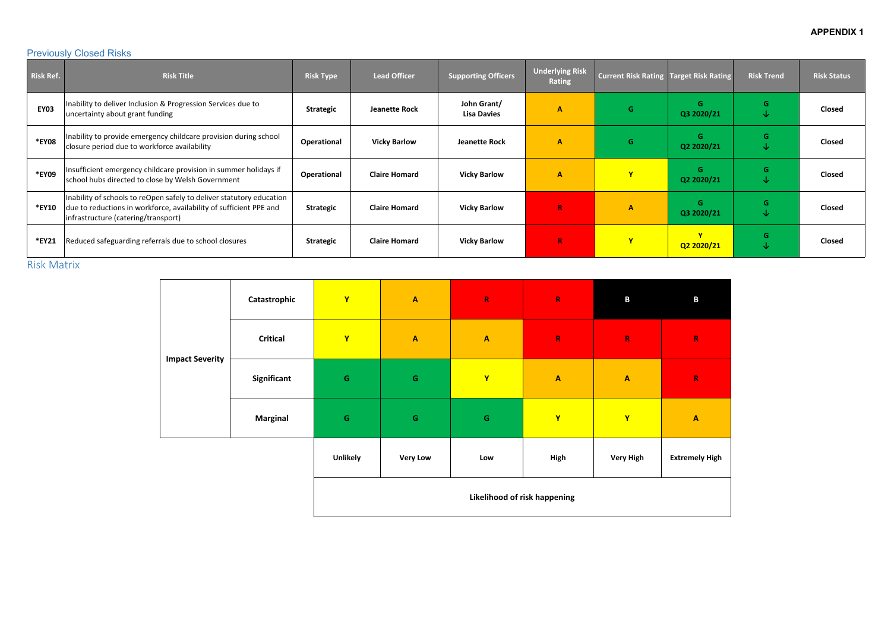**APPENDIX 1**

## Previously Closed Risks

| Risk Ref. | Risk Title | Risk Type | Lead Officer | Supporting Officers | Underlying Risk Rating | Current Risk Rating | Target Risk Rating | Risk Trend | Risk Status |
|---|---|---|---|---|---|---|---|---|---|
| EY03 | Inability to deliver Inclusion & Progression Services due to uncertainty about grant funding | Strategic | Jeanette Rock | John Grant/ Lisa Davies | A | G | G Q3 2020/21 | G ↓ | Closed |
| *EY08 | Inability to provide emergency childcare provision during school closure period due to workforce availability | Operational | Vicky Barlow | Jeanette Rock | A | G | G Q2 2020/21 | G ↓ | Closed |
| *EY09 | Insufficient emergency childcare provision in summer holidays if school hubs directed to close by Welsh Government | Operational | Claire Homard | Vicky Barlow | A | Y | G Q2 2020/21 | G ↓ | Closed |
| *EY10 | Inability of schools to reOpen safely to deliver statutory education due to reductions in workforce, availability of sufficient PPE and infrastructure (catering/transport) | Strategic | Claire Homard | Vicky Barlow | R | A | G Q3 2020/21 | G ↓ | Closed |
| *EY21 | Reduced safeguarding referrals due to school closures | Strategic | Claire Homard | Vicky Barlow | R | Y | Y Q2 2020/21 | G ↓ | Closed |

## Risk Matrix

| Impact Severity | | | | | | | |
|---|---|---|---|---|---|---|---|
| | Catastrophic | Y | A | R | R | B | B |
| | Critical | Y | A | A | R | R | R |
| | Significant | G | G | Y | A | A | R |
| | Marginal | G | G | G | Y | Y | A |
| | | Unlikely | Very Low | Low | High | Very High | Extremely High |
| | | Likelihood of risk happening | | | | | |